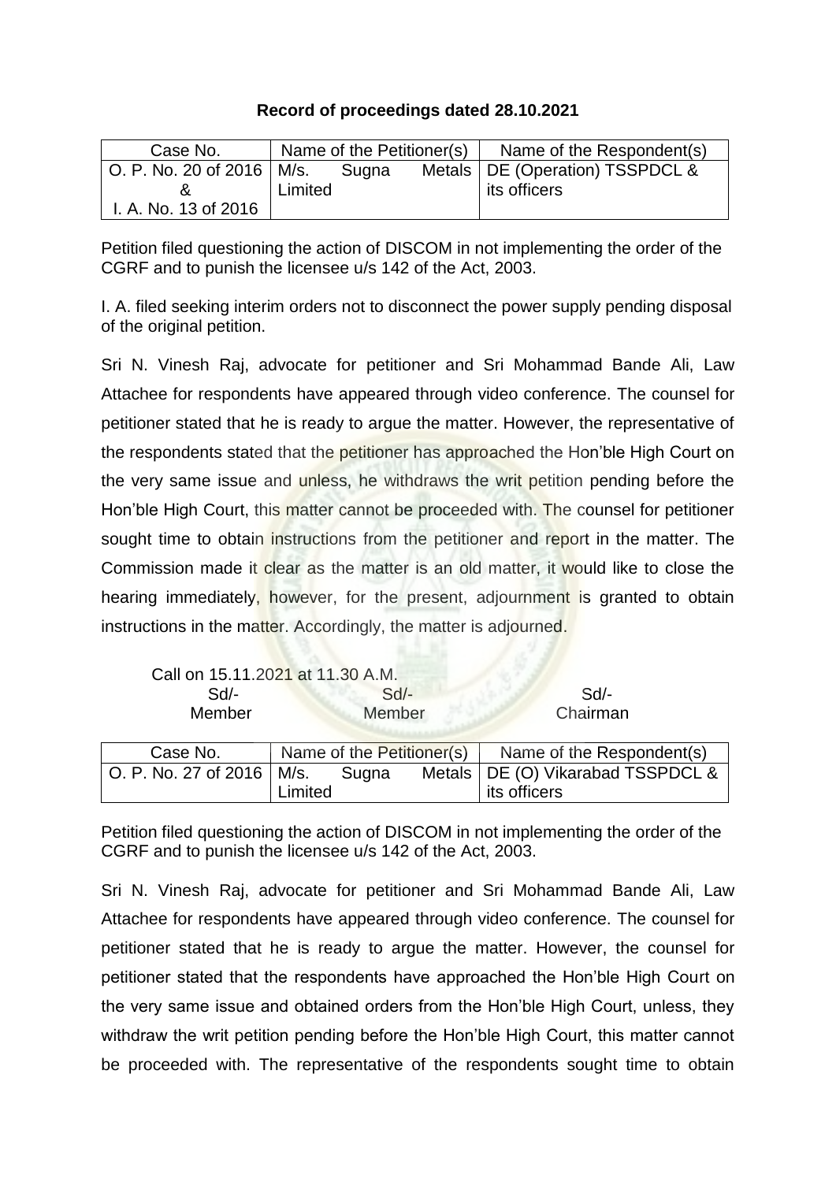**Record of proceedings dated 28.10.2021**

| Case No. | Name of the Petitioner(s) | Name of the Respondent(s) |
|---|---|---|
| O. P. No. 20 of 2016 & I. A. No. 13 of 2016 | M/s. Sugna Metals Limited | DE (Operation) TSSPDCL & its officers |

Petition filed questioning the action of DISCOM in not implementing the order of the CGRF and to punish the licensee u/s 142 of the Act, 2003.

I. A. filed seeking interim orders not to disconnect the power supply pending disposal of the original petition.

Sri N. Vinesh Raj, advocate for petitioner and Sri Mohammad Bande Ali, Law Attachee for respondents have appeared through video conference. The counsel for petitioner stated that he is ready to argue the matter. However, the representative of the respondents stated that the petitioner has approached the Hon'ble High Court on the very same issue and unless, he withdraws the writ petition pending before the Hon'ble High Court, this matter cannot be proceeded with. The counsel for petitioner sought time to obtain instructions from the petitioner and report in the matter. The Commission made it clear as the matter is an old matter, it would like to close the hearing immediately, however, for the present, adjournment is granted to obtain instructions in the matter. Accordingly, the matter is adjourned.

Call on 15.11.2021 at 11.30 A.M.

| Sd/- | Sd/- | Sd/- |
|---|---|---|
| Member | Member | Chairman |

| Case No. | Name of the Petitioner(s) | Name of the Respondent(s) |
|---|---|---|
| O. P. No. 27 of 2016 | M/s. Sugna Metals Limited | DE (O) Vikarabad TSSPDCL & its officers |

Petition filed questioning the action of DISCOM in not implementing the order of the CGRF and to punish the licensee u/s 142 of the Act, 2003.

Sri N. Vinesh Raj, advocate for petitioner and Sri Mohammad Bande Ali, Law Attachee for respondents have appeared through video conference. The counsel for petitioner stated that he is ready to argue the matter. However, the counsel for petitioner stated that the respondents have approached the Hon'ble High Court on the very same issue and obtained orders from the Hon'ble High Court, unless, they withdraw the writ petition pending before the Hon'ble High Court, this matter cannot be proceeded with. The representative of the respondents sought time to obtain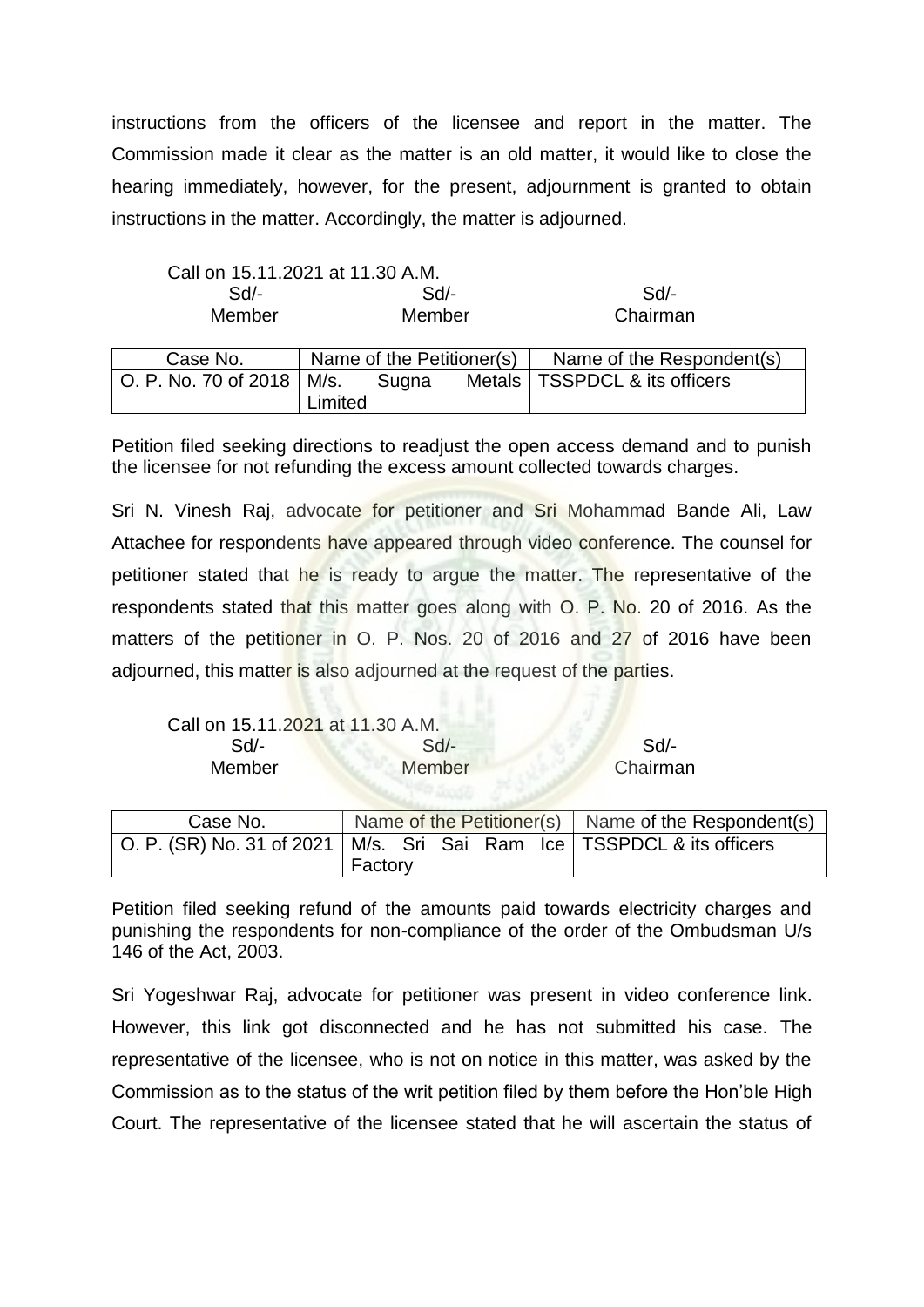instructions from the officers of the licensee and report in the matter. The Commission made it clear as the matter is an old matter, it would like to close the hearing immediately, however, for the present, adjournment is granted to obtain instructions in the matter. Accordingly, the matter is adjourned.

Call on 15.11.2021 at 11.30 A.M.

| Sd/- | Sd/- | Sd/- |
|---|---|---|
| Member | Member | Chairman |

| Case No. | Name of the Petitioner(s) | Name of the Respondent(s) |
|---|---|---|
| O. P. No. 70 of 2018 | M/s. Sugna Metals Limited | TSSPDCL & its officers |

Petition filed seeking directions to readjust the open access demand and to punish the licensee for not refunding the excess amount collected towards charges.

Sri N. Vinesh Raj, advocate for petitioner and Sri Mohammad Bande Ali, Law Attachee for respondents have appeared through video conference. The counsel for petitioner stated that he is ready to argue the matter. The representative of the respondents stated that this matter goes along with O. P. No. 20 of 2016. As the matters of the petitioner in O. P. Nos. 20 of 2016 and 27 of 2016 have been adjourned, this matter is also adjourned at the request of the parties.

Call on 15.11.2021 at 11.30 A.M.

| Sd/- | Sd/- | Sd/- |
|---|---|---|
| Member | Member | Chairman |

| Case No. | Name of the Petitioner(s) | Name of the Respondent(s) |
|---|---|---|
| O. P. (SR) No. 31 of 2021 | M/s. Sri Sai Ram Ice Factory | TSSPDCL & its officers |

Petition filed seeking refund of the amounts paid towards electricity charges and punishing the respondents for non-compliance of the order of the Ombudsman U/s 146 of the Act, 2003.

Sri Yogeshwar Raj, advocate for petitioner was present in video conference link. However, this link got disconnected and he has not submitted his case. The representative of the licensee, who is not on notice in this matter, was asked by the Commission as to the status of the writ petition filed by them before the Hon'ble High Court. The representative of the licensee stated that he will ascertain the status of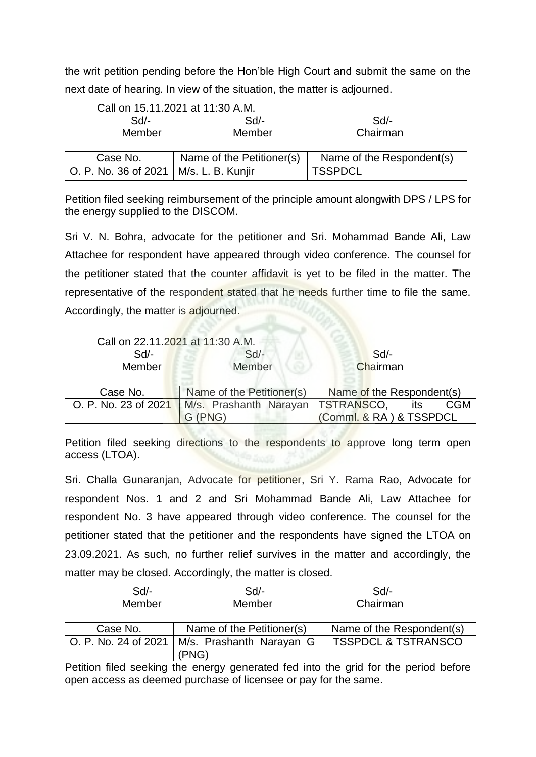the writ petition pending before the Hon'ble High Court and submit the same on the next date of hearing. In view of the situation, the matter is adjourned.

Call on 15.11.2021 at 11:30 A.M.

| Sd/- | Sd/- | Sd/- |
|---|---|---|
| Member | Member | Chairman |

| Case No. | Name of the Petitioner(s) | Name of the Respondent(s) |
|---|---|---|
| O. P. No. 36 of 2021 | M/s. L. B. Kunjir | TSSPDCL |

Petition filed seeking reimbursement of the principle amount alongwith DPS / LPS for the energy supplied to the DISCOM.

Sri V. N. Bohra, advocate for the petitioner and Sri. Mohammad Bande Ali, Law Attachee for respondent have appeared through video conference. The counsel for the petitioner stated that the counter affidavit is yet to be filed in the matter. The representative of the respondent stated that he needs further time to file the same. Accordingly, the matter is adjourned.

Call on 22.11.2021 at 11:30 A.M.

| Sd/- | Sd/- | Sd/- |
|---|---|---|
| Member | Member | Chairman |

| Case No. | Name of the Petitioner(s) | Name of the Respondent(s) |
|---|---|---|
| O. P. No. 23 of 2021 | M/s. Prashanth Narayan G (PNG) | TSTRANSCO, its CGM (Comml. & RA ) & TSSPDCL |

Petition filed seeking directions to the respondents to approve long term open access (LTOA).

Sri. Challa Gunaranjan, Advocate for petitioner, Sri Y. Rama Rao, Advocate for respondent Nos. 1 and 2 and Sri Mohammad Bande Ali, Law Attachee for respondent No. 3 have appeared through video conference. The counsel for the petitioner stated that the petitioner and the respondents have signed the LTOA on 23.09.2021. As such, no further relief survives in the matter and accordingly, the matter may be closed. Accordingly, the matter is closed.

| Sd/- | Sd/- | Sd/- |
|---|---|---|
| Member | Member | Chairman |

| Case No. | Name of the Petitioner(s) | Name of the Respondent(s) |
|---|---|---|
| O. P. No. 24 of 2021 | M/s. Prashanth Narayan G (PNG) | TSSPDCL & TSTRANSCO |

Petition filed seeking the energy generated fed into the grid for the period before open access as deemed purchase of licensee or pay for the same.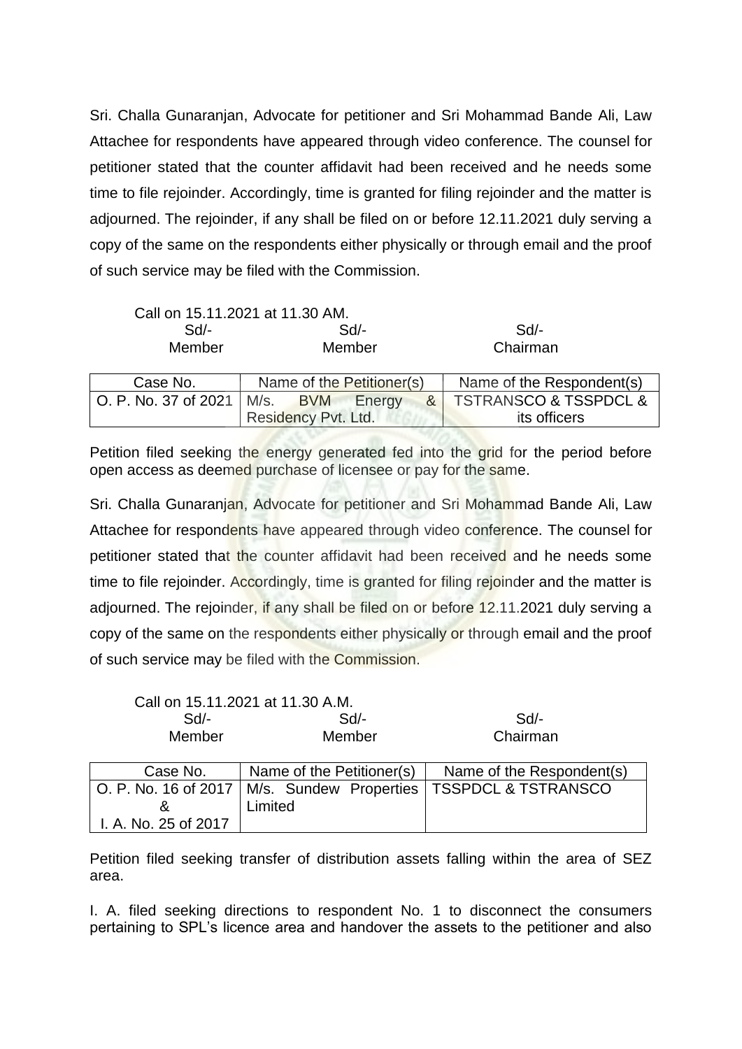Sri. Challa Gunaranjan, Advocate for petitioner and Sri Mohammad Bande Ali, Law Attachee for respondents have appeared through video conference. The counsel for petitioner stated that the counter affidavit had been received and he needs some time to file rejoinder. Accordingly, time is granted for filing rejoinder and the matter is adjourned. The rejoinder, if any shall be filed on or before 12.11.2021 duly serving a copy of the same on the respondents either physically or through email and the proof of such service may be filed with the Commission.

Call on 15.11.2021 at 11.30 AM.

| Sd/- | Sd/- | Sd/- |
|---|---|---|
| Member | Member | Chairman |

| Case No. | Name of the Petitioner(s) | Name of the Respondent(s) |
|---|---|---|
| O. P. No. 37 of 2021 | M/s. BVM Energy & Residency Pvt. Ltd. | TSTRANSCO & TSSPDCL & its officers |

Petition filed seeking the energy generated fed into the grid for the period before open access as deemed purchase of licensee or pay for the same.

Sri. Challa Gunaranjan, Advocate for petitioner and Sri Mohammad Bande Ali, Law Attachee for respondents have appeared through video conference. The counsel for petitioner stated that the counter affidavit had been received and he needs some time to file rejoinder. Accordingly, time is granted for filing rejoinder and the matter is adjourned. The rejoinder, if any shall be filed on or before 12.11.2021 duly serving a copy of the same on the respondents either physically or through email and the proof of such service may be filed with the Commission.

Call on 15.11.2021 at 11.30 A.M.

| Sd/- | Sd/- | Sd/- |
|---|---|---|
| Member | Member | Chairman |

| Case No. | Name of the Petitioner(s) | Name of the Respondent(s) |
|---|---|---|
| O. P. No. 16 of 2017 & I. A. No. 25 of 2017 | M/s. Sundew Properties Limited | TSSPDCL & TSTRANSCO |

Petition filed seeking transfer of distribution assets falling within the area of SEZ area.

I. A. filed seeking directions to respondent No. 1 to disconnect the consumers pertaining to SPL's licence area and handover the assets to the petitioner and also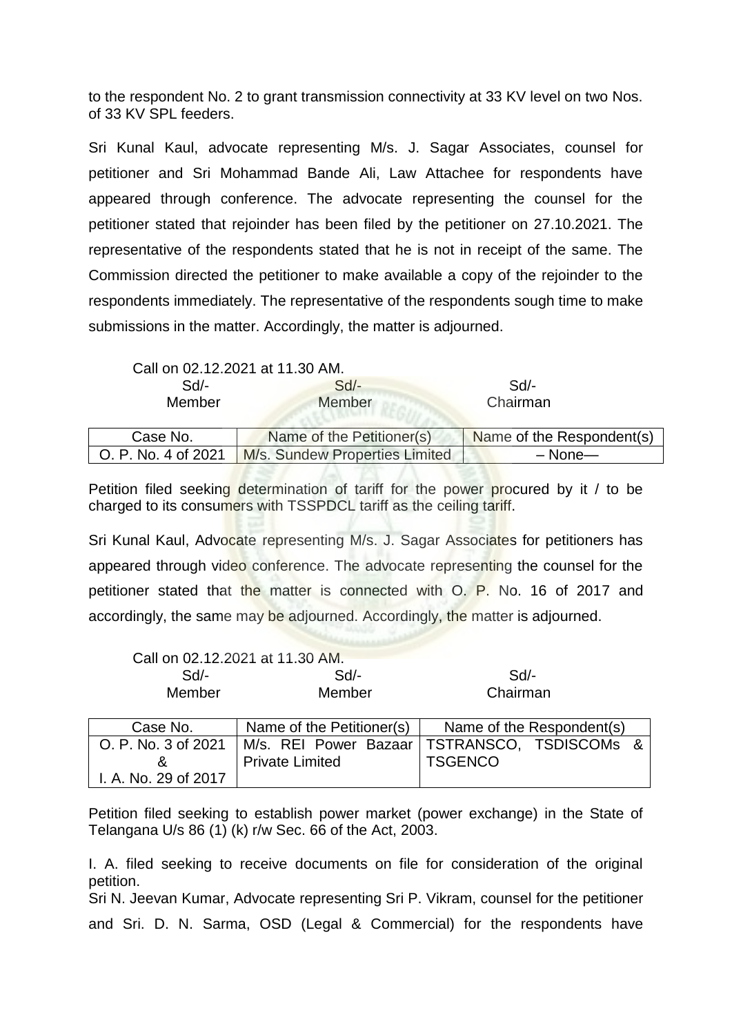to the respondent No. 2 to grant transmission connectivity at 33 KV level on two Nos. of 33 KV SPL feeders.

Sri Kunal Kaul, advocate representing M/s. J. Sagar Associates, counsel for petitioner and Sri Mohammad Bande Ali, Law Attachee for respondents have appeared through conference. The advocate representing the counsel for the petitioner stated that rejoinder has been filed by the petitioner on 27.10.2021. The representative of the respondents stated that he is not in receipt of the same. The Commission directed the petitioner to make available a copy of the rejoinder to the respondents immediately. The representative of the respondents sough time to make submissions in the matter. Accordingly, the matter is adjourned.

Call on 02.12.2021 at 11.30 AM.

| Sd/- | Sd/- | Sd/- |
|---|---|---|
| Member | Member | Chairman |

| Case No. | Name of the Petitioner(s) | Name of the Respondent(s) |
|---|---|---|
| O. P. No. 4 of 2021 | M/s. Sundew Properties Limited | – None— |

Petition filed seeking determination of tariff for the power procured by it / to be charged to its consumers with TSSPDCL tariff as the ceiling tariff.

Sri Kunal Kaul, Advocate representing M/s. J. Sagar Associates for petitioners has appeared through video conference. The advocate representing the counsel for the petitioner stated that the matter is connected with O. P. No. 16 of 2017 and accordingly, the same may be adjourned. Accordingly, the matter is adjourned.

Call on 02.12.2021 at 11.30 AM.

| Sd/- | Sd/- | Sd/- |
|---|---|---|
| Member | Member | Chairman |

| Case No. | Name of the Petitioner(s) | Name of the Respondent(s) |
|---|---|---|
| O. P. No. 3 of 2021 & I. A. No. 29 of 2017 | M/s. REI Power Bazaar Private Limited | TSTRANSCO, TSDISCOMs & TSGENCO |

Petition filed seeking to establish power market (power exchange) in the State of Telangana U/s 86 (1) (k) r/w Sec. 66 of the Act, 2003.

I. A. filed seeking to receive documents on file for consideration of the original petition.

Sri N. Jeevan Kumar, Advocate representing Sri P. Vikram, counsel for the petitioner and Sri. D. N. Sarma, OSD (Legal & Commercial) for the respondents have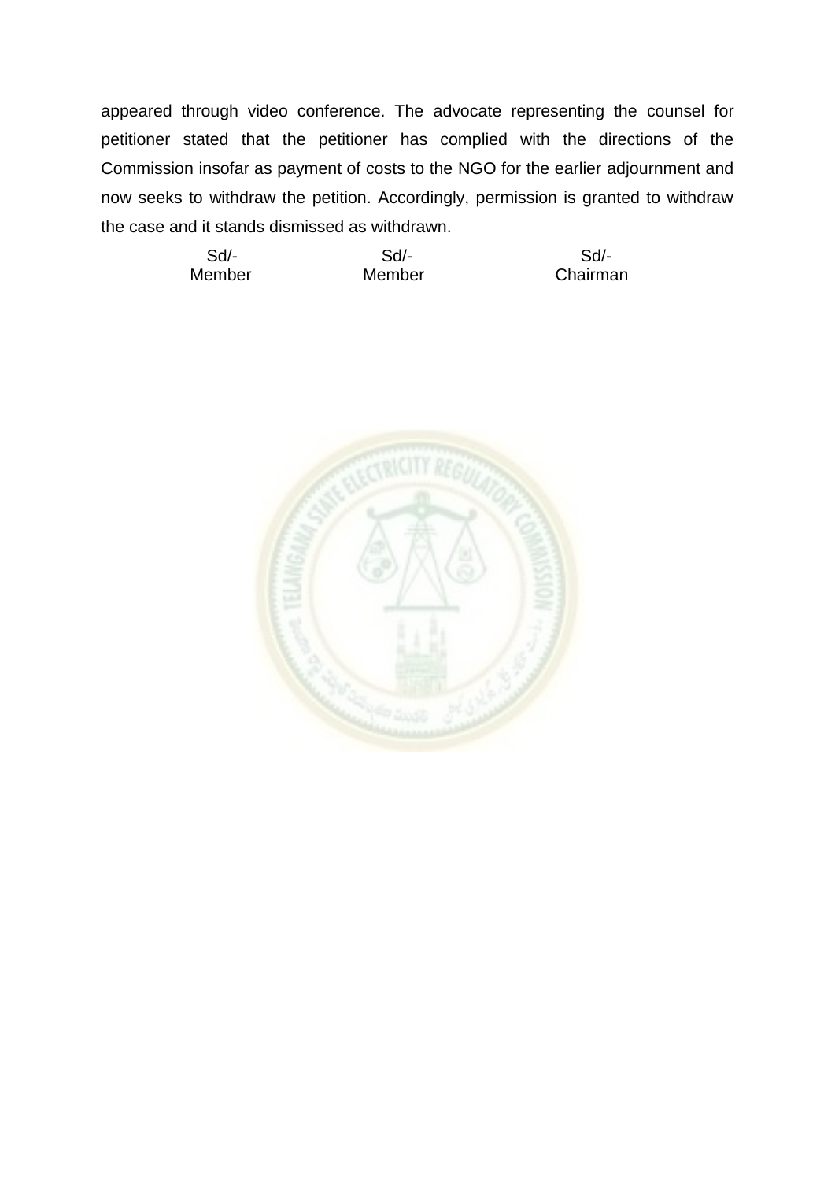appeared through video conference. The advocate representing the counsel for petitioner stated that the petitioner has complied with the directions of the Commission insofar as payment of costs to the NGO for the earlier adjournment and now seeks to withdraw the petition. Accordingly, permission is granted to withdraw the case and it stands dismissed as withdrawn.

| Sd/- | Sd/- | Sd/- |
|---|---|---|
| Member | Member | Chairman |